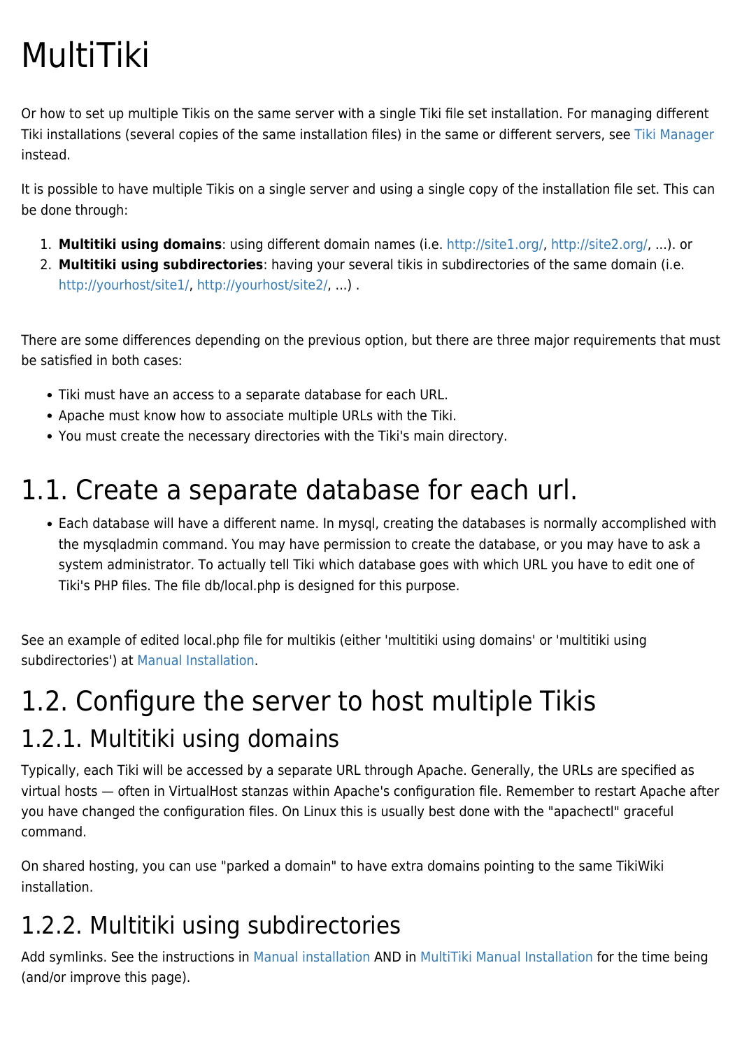# MultiTiki

Or how to set up multiple Tikis on the same server with a single Tiki file set installation. For managing different Tiki installations (several copies of the same installation files) in the same or different servers, see Tiki Manager instead.

It is possible to have multiple Tikis on a single server and using a single copy of the installation file set. This can be done through:

1. **Multitiki using domains**: using different domain names (i.e. http://site1.org/, http://site2.org/, ...). or
2. **Multitiki using subdirectories**: having your several tikis in subdirectories of the same domain (i.e. http://yourhost/site1/, http://yourhost/site2/, ...) .

There are some differences depending on the previous option, but there are three major requirements that must be satisfied in both cases:

- Tiki must have an access to a separate database for each URL.
- Apache must know how to associate multiple URLs with the Tiki.
- You must create the necessary directories with the Tiki's main directory.

## 1.1. Create a separate database for each url.

- Each database will have a different name. In mysql, creating the databases is normally accomplished with the mysqladmin command. You may have permission to create the database, or you may have to ask a system administrator. To actually tell Tiki which database goes with which URL you have to edit one of Tiki's PHP files. The file db/local.php is designed for this purpose.

See an example of edited local.php file for multikis (either 'multitiki using domains' or 'multitiki using subdirectories') at Manual Installation.

## 1.2. Configure the server to host multiple Tikis

### 1.2.1. Multitiki using domains

Typically, each Tiki will be accessed by a separate URL through Apache. Generally, the URLs are specified as virtual hosts — often in VirtualHost stanzas within Apache's configuration file. Remember to restart Apache after you have changed the configuration files. On Linux this is usually best done with the "apachectl" graceful command.

On shared hosting, you can use "parked a domain" to have extra domains pointing to the same TikiWiki installation.

### 1.2.2. Multitiki using subdirectories

Add symlinks. See the instructions in Manual installation AND in MultiTiki Manual Installation for the time being (and/or improve this page).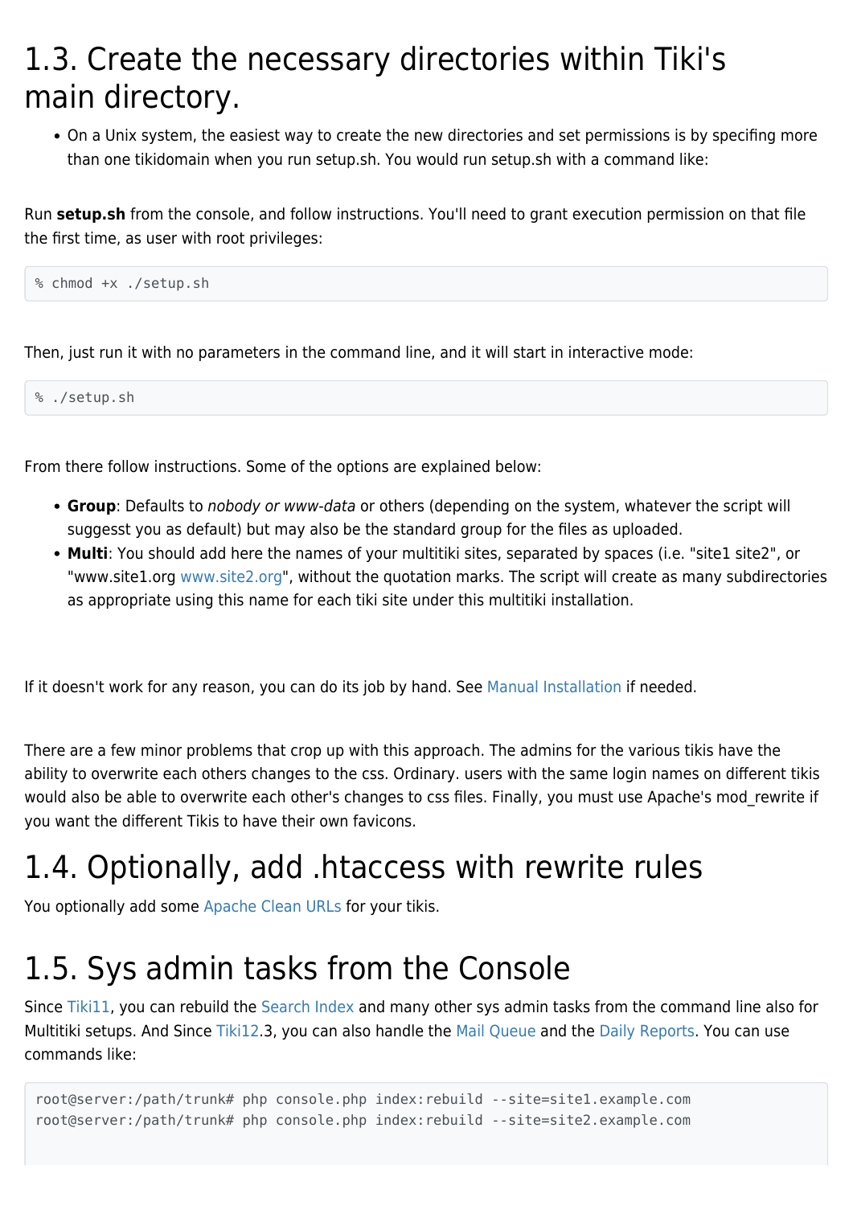# 1.3. Create the necessary directories within Tiki's main directory.

- On a Unix system, the easiest way to create the new directories and set permissions is by specifing more than one tikidomain when you run setup.sh. You would run setup.sh with a command like:

Run **setup.sh** from the console, and follow instructions. You'll need to grant execution permission on that file the first time, as user with root privileges:

```
% chmod +x ./setup.sh
```

Then, just run it with no parameters in the command line, and it will start in interactive mode:

```
% ./setup.sh
```

From there follow instructions. Some of the options are explained below:

- **Group**: Defaults to *nobody or www-data* or others (depending on the system, whatever the script will suggesst you as default) but may also be the standard group for the files as uploaded.
- **Multi**: You should add here the names of your multitiki sites, separated by spaces (i.e. "site1 site2", or "www.site1.org www.site2.org", without the quotation marks. The script will create as many subdirectories as appropriate using this name for each tiki site under this multitiki installation.

If it doesn't work for any reason, you can do its job by hand. See Manual Installation if needed.

There are a few minor problems that crop up with this approach. The admins for the various tikis have the ability to overwrite each others changes to the css. Ordinary. users with the same login names on different tikis would also be able to overwrite each other's changes to css files. Finally, you must use Apache's mod_rewrite if you want the different Tikis to have their own favicons.

# 1.4. Optionally, add .htaccess with rewrite rules

You optionally add some Apache Clean URLs for your tikis.

# 1.5. Sys admin tasks from the Console

Since Tiki11, you can rebuild the Search Index and many other sys admin tasks from the command line also for Multitiki setups. And Since Tiki12.3, you can also handle the Mail Queue and the Daily Reports. You can use commands like:

```
root@server:/path/trunk# php console.php index:rebuild --site=site1.example.com
root@server:/path/trunk# php console.php index:rebuild --site=site2.example.com
```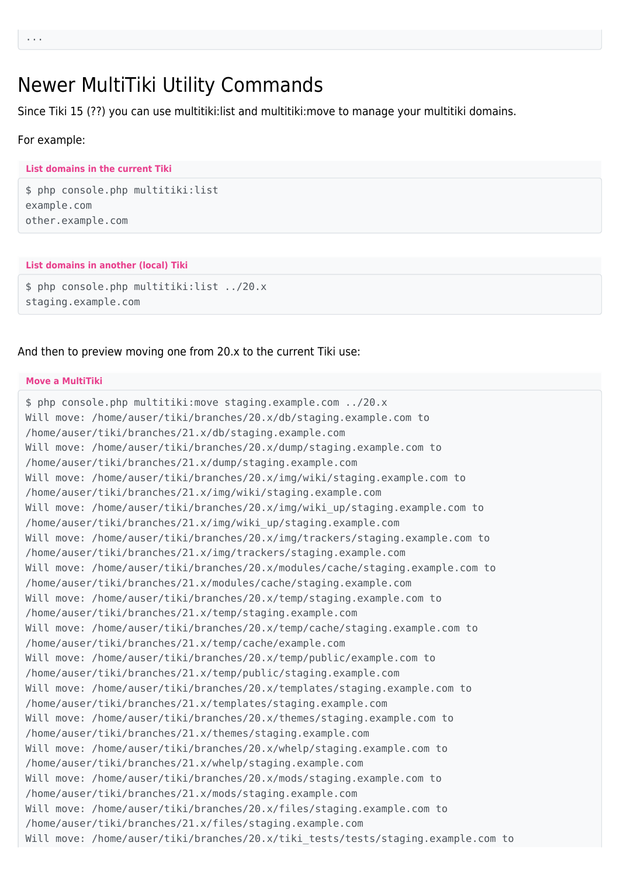```
...
```

## Newer MultiTiki Utility Commands

Since Tiki 15 (??) you can use multitiki:list and multitiki:move to manage your multitiki domains.

For example:

**List domains in the current Tiki**

```
$ php console.php multitiki:list
example.com
other.example.com
```

**List domains in another (local) Tiki**

```
$ php console.php multitiki:list ../20.x
staging.example.com
```

And then to preview moving one from 20.x to the current Tiki use:

**Move a MultiTiki**

```
$ php console.php multitiki:move staging.example.com ../20.x
Will move: /home/auser/tiki/branches/20.x/db/staging.example.com to
/home/auser/tiki/branches/21.x/db/staging.example.com
Will move: /home/auser/tiki/branches/20.x/dump/staging.example.com to
/home/auser/tiki/branches/21.x/dump/staging.example.com
Will move: /home/auser/tiki/branches/20.x/img/wiki/staging.example.com to
/home/auser/tiki/branches/21.x/img/wiki/staging.example.com
Will move: /home/auser/tiki/branches/20.x/img/wiki_up/staging.example.com to
/home/auser/tiki/branches/21.x/img/wiki_up/staging.example.com
Will move: /home/auser/tiki/branches/20.x/img/trackers/staging.example.com to
/home/auser/tiki/branches/21.x/img/trackers/staging.example.com
Will move: /home/auser/tiki/branches/20.x/modules/cache/staging.example.com to
/home/auser/tiki/branches/21.x/modules/cache/staging.example.com
Will move: /home/auser/tiki/branches/20.x/temp/staging.example.com to
/home/auser/tiki/branches/21.x/temp/staging.example.com
Will move: /home/auser/tiki/branches/20.x/temp/cache/staging.example.com to
/home/auser/tiki/branches/21.x/temp/cache/example.com
Will move: /home/auser/tiki/branches/20.x/temp/public/example.com to
/home/auser/tiki/branches/21.x/temp/public/staging.example.com
Will move: /home/auser/tiki/branches/20.x/templates/staging.example.com to
/home/auser/tiki/branches/21.x/templates/staging.example.com
Will move: /home/auser/tiki/branches/20.x/themes/staging.example.com to
/home/auser/tiki/branches/21.x/themes/staging.example.com
Will move: /home/auser/tiki/branches/20.x/whelp/staging.example.com to
/home/auser/tiki/branches/21.x/whelp/staging.example.com
Will move: /home/auser/tiki/branches/20.x/mods/staging.example.com to
/home/auser/tiki/branches/21.x/mods/staging.example.com
Will move: /home/auser/tiki/branches/20.x/files/staging.example.com to
/home/auser/tiki/branches/21.x/files/staging.example.com
Will move: /home/auser/tiki/branches/20.x/tiki_tests/tests/staging.example.com to
```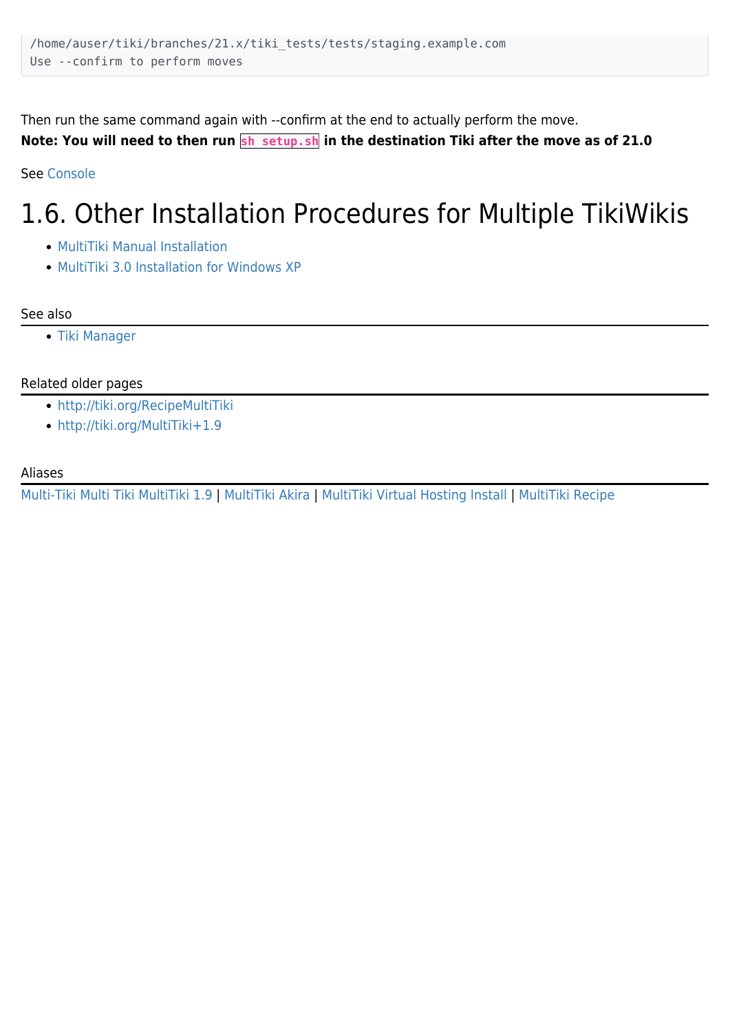```
/home/auser/tiki/branches/21.x/tiki_tests/tests/staging.example.com
Use --confirm to perform moves
```

Then run the same command again with --confirm at the end to actually perform the move.

**Note: You will need to then run `sh setup.sh` in the destination Tiki after the move as of 21.0**

See Console

# 1.6. Other Installation Procedures for Multiple TikiWikis

- MultiTiki Manual Installation
- MultiTiki 3.0 Installation for Windows XP

See also

- Tiki Manager

Related older pages

- http://tiki.org/RecipeMultiTiki
- http://tiki.org/MultiTiki+1.9

Aliases

Multi-Tiki Multi Tiki MultiTiki 1.9 | MultiTiki Akira | MultiTiki Virtual Hosting Install | MultiTiki Recipe